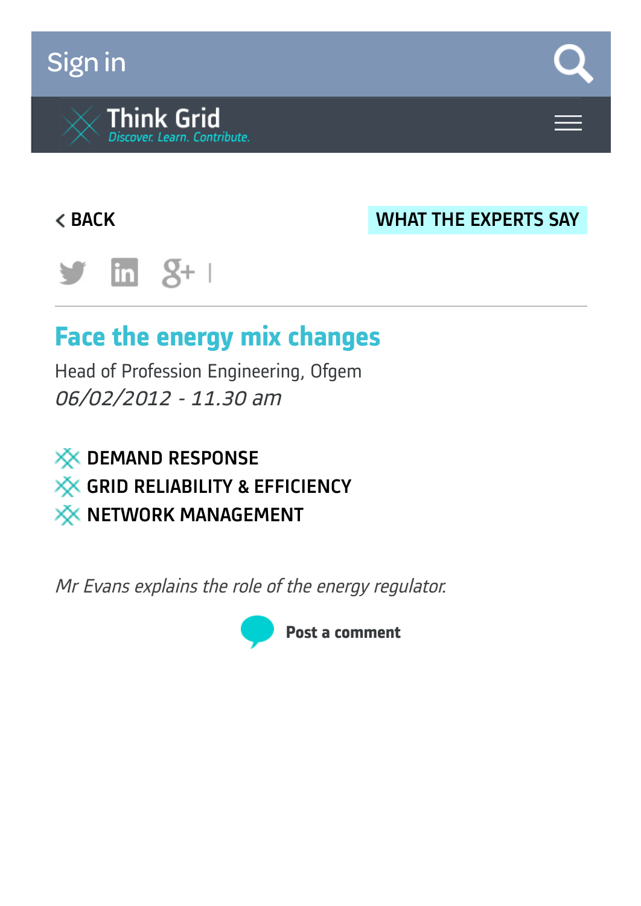Sign in

Think Grid
*Discover. Learn. Contribute.*

< BACK

WHAT THE EXPERTS SAY

# Face the energy mix changes

Head of Profession Engineering, Ofgem

*06/02/2012 - 11.30 am*

- DEMAND RESPONSE
- GRID RELIABILITY & EFFICIENCY
- NETWORK MANAGEMENT

*Mr Evans explains the role of the energy regulator.*

**Post a comment**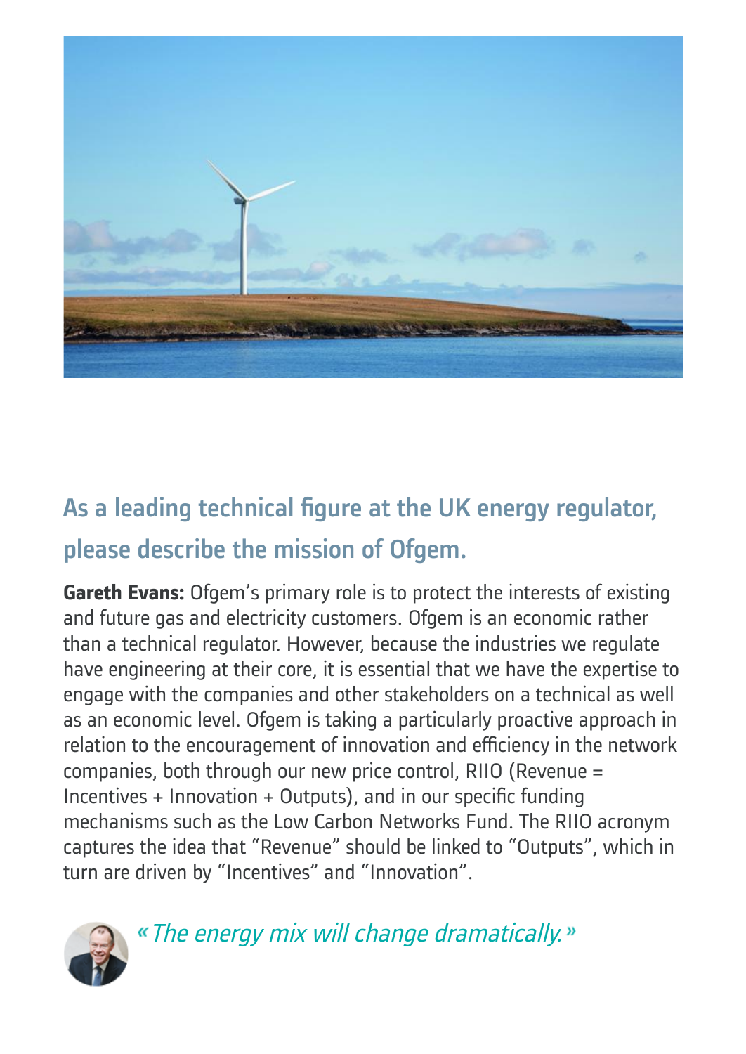## As a leading technical figure at the UK energy regulator, please describe the mission of Ofgem.

**Gareth Evans:** Ofgem's primary role is to protect the interests of existing and future gas and electricity customers. Ofgem is an economic rather than a technical regulator. However, because the industries we regulate have engineering at their core, it is essential that we have the expertise to engage with the companies and other stakeholders on a technical as well as an economic level. Ofgem is taking a particularly proactive approach in relation to the encouragement of innovation and efficiency in the network companies, both through our new price control, RIIO (Revenue = Incentives + Innovation + Outputs), and in our specific funding mechanisms such as the Low Carbon Networks Fund. The RIIO acronym captures the idea that "Revenue" should be linked to "Outputs", which in turn are driven by "Incentives" and "Innovation".

*« The energy mix will change dramatically. »*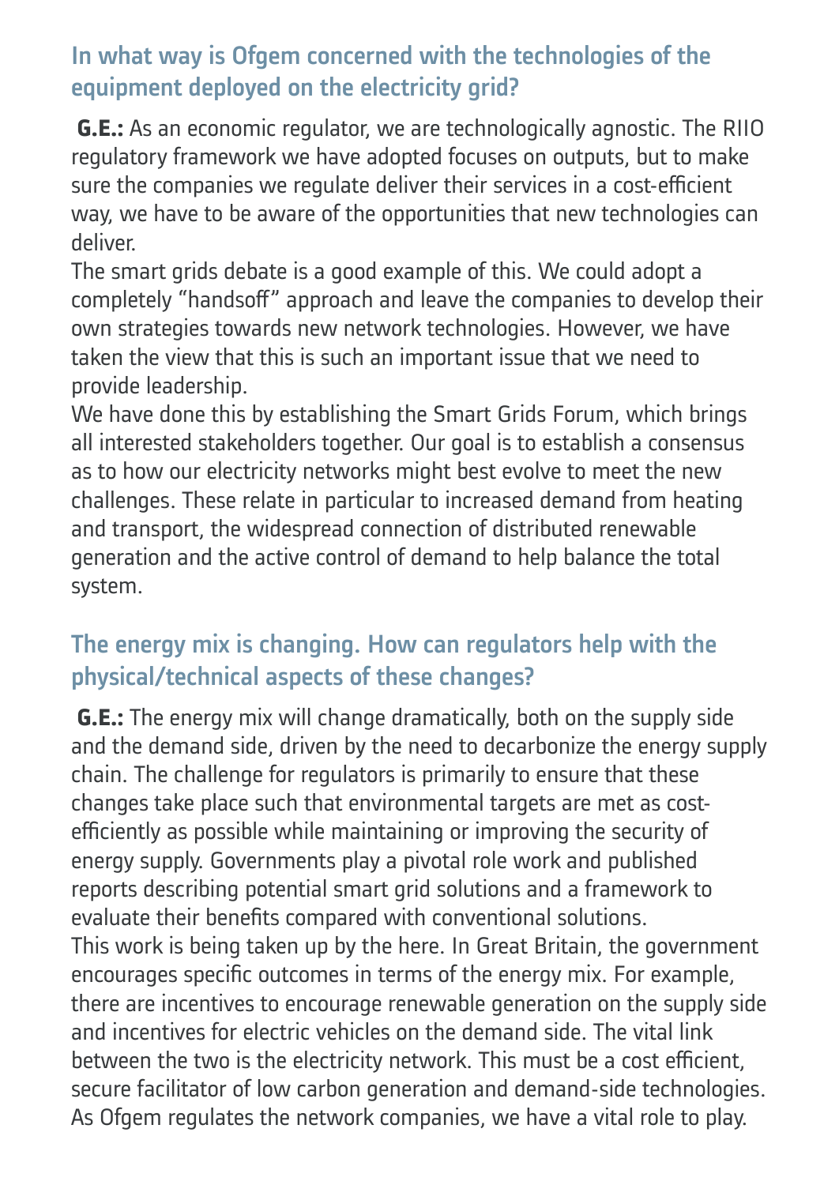## In what way is Ofgem concerned with the technologies of the equipment deployed on the electricity grid?

**G.E.:** As an economic regulator, we are technologically agnostic. The RIIO regulatory framework we have adopted focuses on outputs, but to make sure the companies we regulate deliver their services in a cost-efficient way, we have to be aware of the opportunities that new technologies can deliver.

The smart grids debate is a good example of this. We could adopt a completely "handsoff" approach and leave the companies to develop their own strategies towards new network technologies. However, we have taken the view that this is such an important issue that we need to provide leadership.

We have done this by establishing the Smart Grids Forum, which brings all interested stakeholders together. Our goal is to establish a consensus as to how our electricity networks might best evolve to meet the new challenges. These relate in particular to increased demand from heating and transport, the widespread connection of distributed renewable generation and the active control of demand to help balance the total system.

## The energy mix is changing. How can regulators help with the physical/technical aspects of these changes?

**G.E.:** The energy mix will change dramatically, both on the supply side and the demand side, driven by the need to decarbonize the energy supply chain. The challenge for regulators is primarily to ensure that these changes take place such that environmental targets are met as cost-efficiently as possible while maintaining or improving the security of energy supply. Governments play a pivotal role work and published reports describing potential smart grid solutions and a framework to evaluate their benefits compared with conventional solutions.

This work is being taken up by the here. In Great Britain, the government encourages specific outcomes in terms of the energy mix. For example, there are incentives to encourage renewable generation on the supply side and incentives for electric vehicles on the demand side. The vital link between the two is the electricity network. This must be a cost efficient, secure facilitator of low carbon generation and demand-side technologies. As Ofgem regulates the network companies, we have a vital role to play.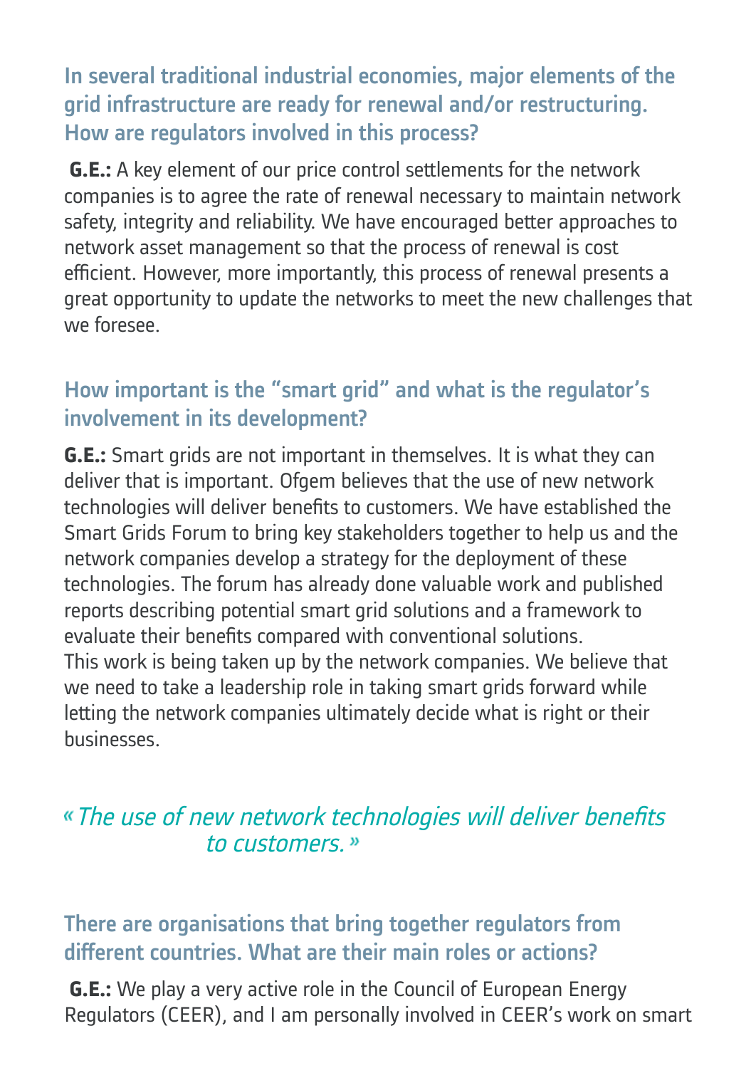### In several traditional industrial economies, major elements of the grid infrastructure are ready for renewal and/or restructuring. How are regulators involved in this process?

**G.E.:** A key element of our price control settlements for the network companies is to agree the rate of renewal necessary to maintain network safety, integrity and reliability. We have encouraged better approaches to network asset management so that the process of renewal is cost efficient. However, more importantly, this process of renewal presents a great opportunity to update the networks to meet the new challenges that we foresee.

### How important is the “smart grid” and what is the regulator’s involvement in its development?

**G.E.:** Smart grids are not important in themselves. It is what they can deliver that is important. Ofgem believes that the use of new network technologies will deliver benefits to customers. We have established the Smart Grids Forum to bring key stakeholders together to help us and the network companies develop a strategy for the deployment of these technologies. The forum has already done valuable work and published reports describing potential smart grid solutions and a framework to evaluate their benefits compared with conventional solutions.
This work is being taken up by the network companies. We believe that we need to take a leadership role in taking smart grids forward while letting the network companies ultimately decide what is right or their businesses.

> *« The use of new network technologies will deliver benefits to customers. »*

### There are organisations that bring together regulators from different countries. What are their main roles or actions?

**G.E.:** We play a very active role in the Council of European Energy Regulators (CEER), and I am personally involved in CEER’s work on smart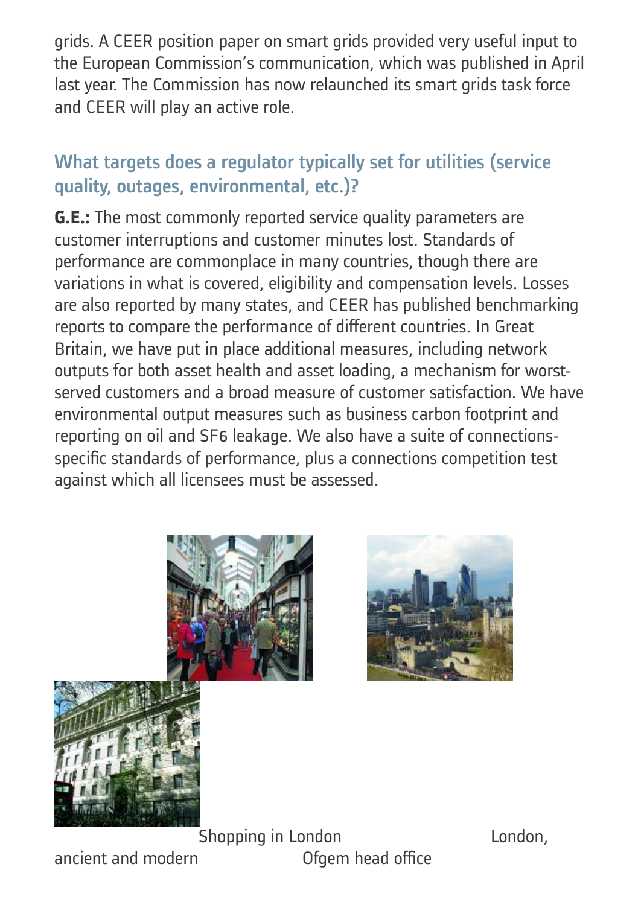grids. A CEER position paper on smart grids provided very useful input to the European Commission's communication, which was published in April last year. The Commission has now relaunched its smart grids task force and CEER will play an active role.

## What targets does a regulator typically set for utilities (service quality, outages, environmental, etc.)?

**G.E.:** The most commonly reported service quality parameters are customer interruptions and customer minutes lost. Standards of performance are commonplace in many countries, though there are variations in what is covered, eligibility and compensation levels. Losses are also reported by many states, and CEER has published benchmarking reports to compare the performance of different countries. In Great Britain, we have put in place additional measures, including network outputs for both asset health and asset loading, a mechanism for worst-served customers and a broad measure of customer satisfaction. We have environmental output measures such as business carbon footprint and reporting on oil and $SF_6$ leakage. We also have a suite of connections-specific standards of performance, plus a connections competition test against which all licensees must be assessed.

Shopping in London

London, ancient and modern

Ofgem head office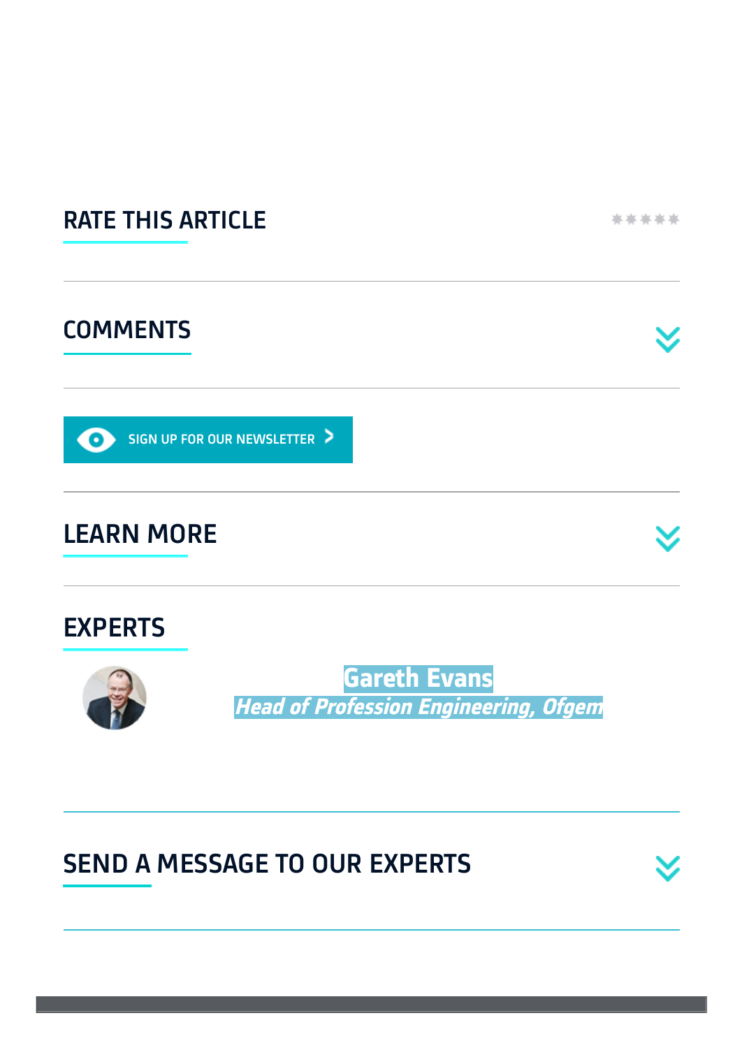## RATE THIS ARTICLE

## COMMENTS

SIGN UP FOR OUR NEWSLETTER

## LEARN MORE

## EXPERTS

**Gareth Evans**

***Head of Profession Engineering, Ofgem***

## SEND A MESSAGE TO OUR EXPERTS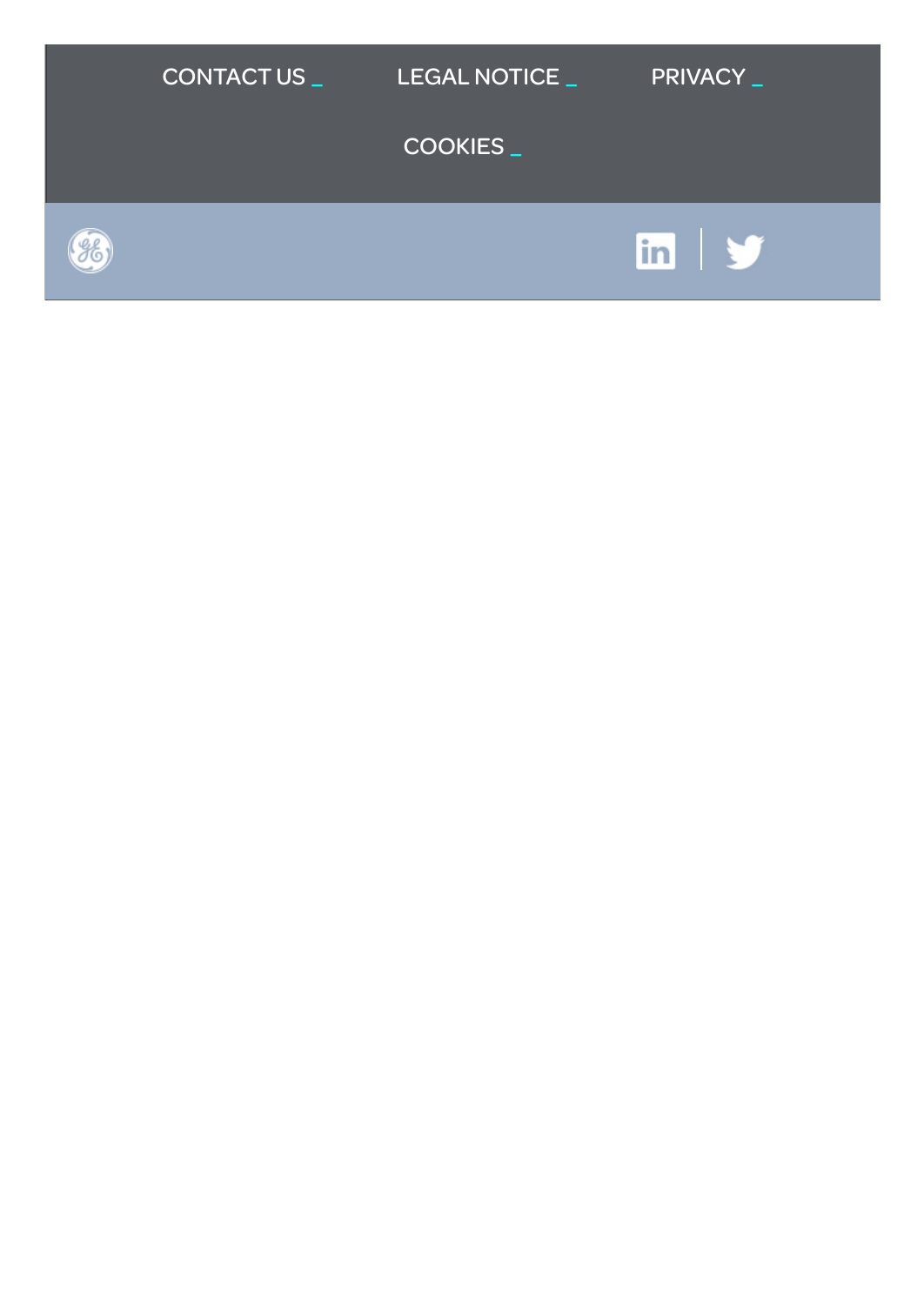CONTACT US _ LEGAL NOTICE _ PRIVACY _

COOKIES _